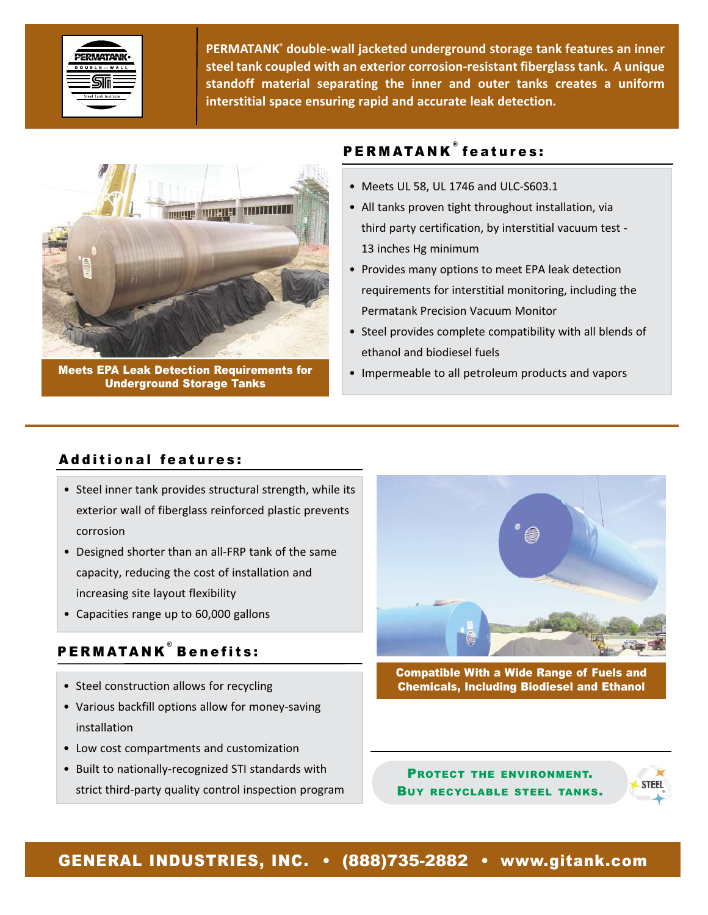PERMATANK® double-wall jacketed underground storage tank features an inner steel tank coupled with an exterior corrosion-resistant fiberglass tank. A unique standoff material separating the inner and outer tanks creates a uniform interstitial space ensuring rapid and accurate leak detection.

**Meets EPA Leak Detection Requirements for Underground Storage Tanks**

## PERMATANK® features:

- Meets UL 58, UL 1746 and ULC-S603.1
- All tanks proven tight throughout installation, via third party certification, by interstitial vacuum test - 13 inches Hg minimum
- Provides many options to meet EPA leak detection requirements for interstitial monitoring, including the Permatank Precision Vacuum Monitor
- Steel provides complete compatibility with all blends of ethanol and biodiesel fuels
- Impermeable to all petroleum products and vapors

## Additional features:

- Steel inner tank provides structural strength, while its exterior wall of fiberglass reinforced plastic prevents corrosion
- Designed shorter than an all-FRP tank of the same capacity, reducing the cost of installation and increasing site layout flexibility
- Capacities range up to 60,000 gallons

## PERMATANK® Benefits:

- Steel construction allows for recycling
- Various backfill options allow for money-saving installation
- Low cost compartments and customization
- Built to nationally-recognized STI standards with strict third-party quality control inspection program

**Compatible With a Wide Range of Fuels and Chemicals, Including Biodiesel and Ethanol**

**PROTECT THE ENVIRONMENT.**
**BUY RECYCLABLE STEEL TANKS.**

**GENERAL INDUSTRIES, INC. • (888)735-2882 • www.gitank.com**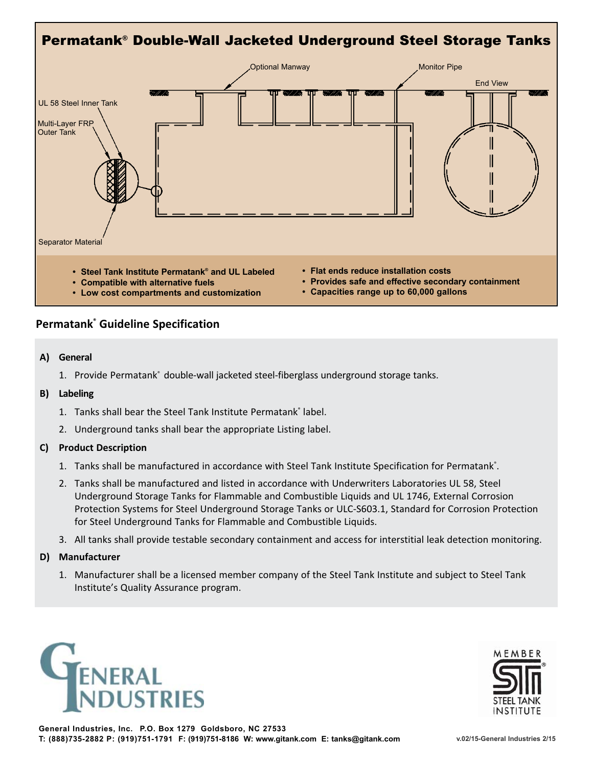# Permatank® Double-Wall Jacketed Underground Steel Storage Tanks

Optional Manway

Monitor Pipe

End View

UL 58 Steel Inner Tank

Multi-Layer FRP Outer Tank

Separator Material

- Steel Tank Institute Permatank® and UL Labeled
- Compatible with alternative fuels
- Low cost compartments and customization
- Flat ends reduce installation costs
- Provides safe and effective secondary containment
- Capacities range up to 60,000 gallons

## Permatank® Guideline Specification

**A) General**

1. Provide Permatank® double-wall jacketed steel-fiberglass underground storage tanks.

**B) Labeling**

1. Tanks shall bear the Steel Tank Institute Permatank® label.
2. Underground tanks shall bear the appropriate Listing label.

**C) Product Description**

1. Tanks shall be manufactured in accordance with Steel Tank Institute Specification for Permatank®.
2. Tanks shall be manufactured and listed in accordance with Underwriters Laboratories UL 58, Steel Underground Storage Tanks for Flammable and Combustible Liquids and UL 1746, External Corrosion Protection Systems for Steel Underground Storage Tanks or ULC-S603.1, Standard for Corrosion Protection for Steel Underground Tanks for Flammable and Combustible Liquids.
3. All tanks shall provide testable secondary containment and access for interstitial leak detection monitoring.

**D) Manufacturer**

1. Manufacturer shall be a licensed member company of the Steel Tank Institute and subject to Steel Tank Institute's Quality Assurance program.

GENERAL INDUSTRIES

MEMBER STI STEEL TANK INSTITUTE

General Industries, Inc. P.O. Box 1279 Goldsboro, NC 27533
T: (888)735-2882 P: (919)751-1791 F: (919)751-8186 W: www.gitank.com E: tanks@gitank.com

v.02/15-General Industries 2/15